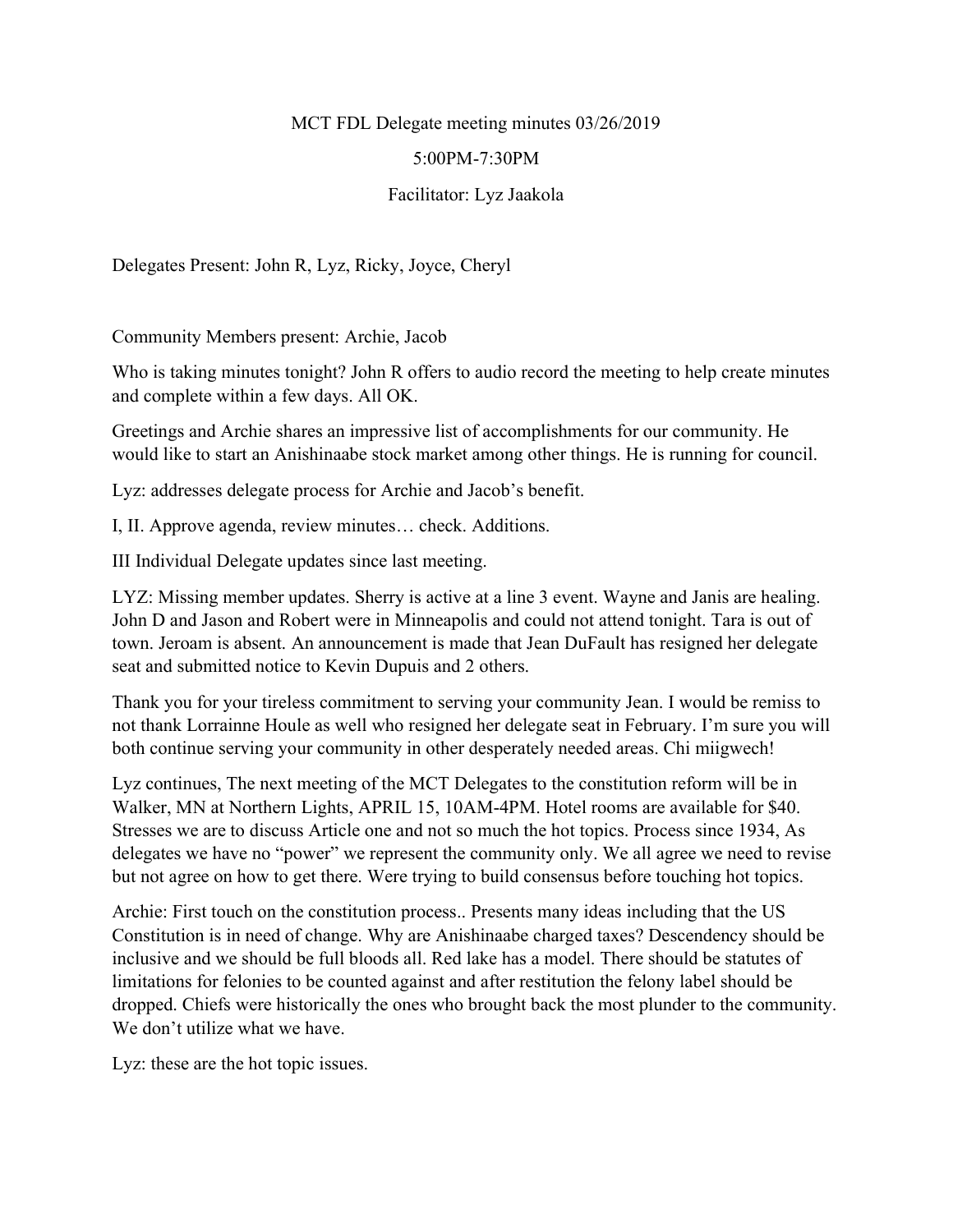MCT FDL Delegate meeting minutes 03/26/2019

5:00PM-7:30PM

Facilitator: Lyz Jaakola

Delegates Present: John R, Lyz, Ricky, Joyce, Cheryl

Community Members present: Archie, Jacob

Who is taking minutes tonight? John R offers to audio record the meeting to help create minutes and complete within a few days. All OK.

Greetings and Archie shares an impressive list of accomplishments for our community. He would like to start an Anishinaabe stock market among other things. He is running for council.

Lyz: addresses delegate process for Archie and Jacob's benefit.

I, II. Approve agenda, review minutes… check. Additions.

III Individual Delegate updates since last meeting.

LYZ: Missing member updates. Sherry is active at a line 3 event. Wayne and Janis are healing. John D and Jason and Robert were in Minneapolis and could not attend tonight. Tara is out of town. Jeroam is absent. An announcement is made that Jean DuFault has resigned her delegate seat and submitted notice to Kevin Dupuis and 2 others.

Thank you for your tireless commitment to serving your community Jean. I would be remiss to not thank Lorrainne Houle as well who resigned her delegate seat in February. I'm sure you will both continue serving your community in other desperately needed areas. Chi miigwech!

Lyz continues, The next meeting of the MCT Delegates to the constitution reform will be in Walker, MN at Northern Lights, APRIL 15, 10AM-4PM. Hotel rooms are available for $40. Stresses we are to discuss Article one and not so much the hot topics. Process since 1934, As delegates we have no "power" we represent the community only. We all agree we need to revise but not agree on how to get there. Were trying to build consensus before touching hot topics.

Archie: First touch on the constitution process.. Presents many ideas including that the US Constitution is in need of change. Why are Anishinaabe charged taxes? Descendency should be inclusive and we should be full bloods all. Red lake has a model. There should be statutes of limitations for felonies to be counted against and after restitution the felony label should be dropped. Chiefs were historically the ones who brought back the most plunder to the community. We don't utilize what we have.

Lyz: these are the hot topic issues.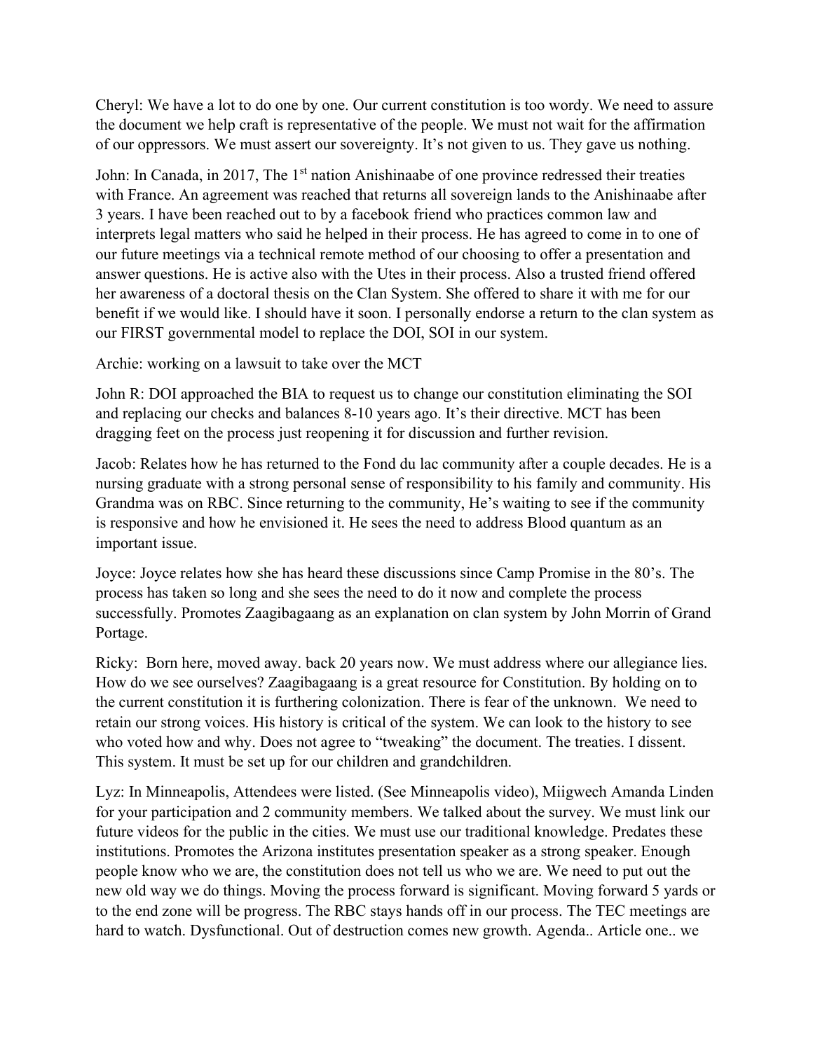Cheryl: We have a lot to do one by one. Our current constitution is too wordy. We need to assure the document we help craft is representative of the people. We must not wait for the affirmation of our oppressors. We must assert our sovereignty. It's not given to us. They gave us nothing.

John: In Canada, in 2017, The 1st nation Anishinaabe of one province redressed their treaties with France. An agreement was reached that returns all sovereign lands to the Anishinaabe after 3 years. I have been reached out to by a facebook friend who practices common law and interprets legal matters who said he helped in their process. He has agreed to come in to one of our future meetings via a technical remote method of our choosing to offer a presentation and answer questions. He is active also with the Utes in their process. Also a trusted friend offered her awareness of a doctoral thesis on the Clan System. She offered to share it with me for our benefit if we would like. I should have it soon. I personally endorse a return to the clan system as our FIRST governmental model to replace the DOI, SOI in our system.

Archie: working on a lawsuit to take over the MCT

John R: DOI approached the BIA to request us to change our constitution eliminating the SOI and replacing our checks and balances 8-10 years ago. It's their directive. MCT has been dragging feet on the process just reopening it for discussion and further revision.

Jacob: Relates how he has returned to the Fond du lac community after a couple decades. He is a nursing graduate with a strong personal sense of responsibility to his family and community. His Grandma was on RBC. Since returning to the community, He's waiting to see if the community is responsive and how he envisioned it. He sees the need to address Blood quantum as an important issue.

Joyce: Joyce relates how she has heard these discussions since Camp Promise in the 80's. The process has taken so long and she sees the need to do it now and complete the process successfully. Promotes Zaagibagaang as an explanation on clan system by John Morrin of Grand Portage.

Ricky: Born here, moved away. back 20 years now. We must address where our allegiance lies. How do we see ourselves? Zaagibagaang is a great resource for Constitution. By holding on to the current constitution it is furthering colonization. There is fear of the unknown. We need to retain our strong voices. His history is critical of the system. We can look to the history to see who voted how and why. Does not agree to "tweaking" the document. The treaties. I dissent. This system. It must be set up for our children and grandchildren.

Lyz: In Minneapolis, Attendees were listed. (See Minneapolis video), Miigwech Amanda Linden for your participation and 2 community members. We talked about the survey. We must link our future videos for the public in the cities. We must use our traditional knowledge. Predates these institutions. Promotes the Arizona institutes presentation speaker as a strong speaker. Enough people know who we are, the constitution does not tell us who we are. We need to put out the new old way we do things. Moving the process forward is significant. Moving forward 5 yards or to the end zone will be progress. The RBC stays hands off in our process. The TEC meetings are hard to watch. Dysfunctional. Out of destruction comes new growth. Agenda.. Article one.. we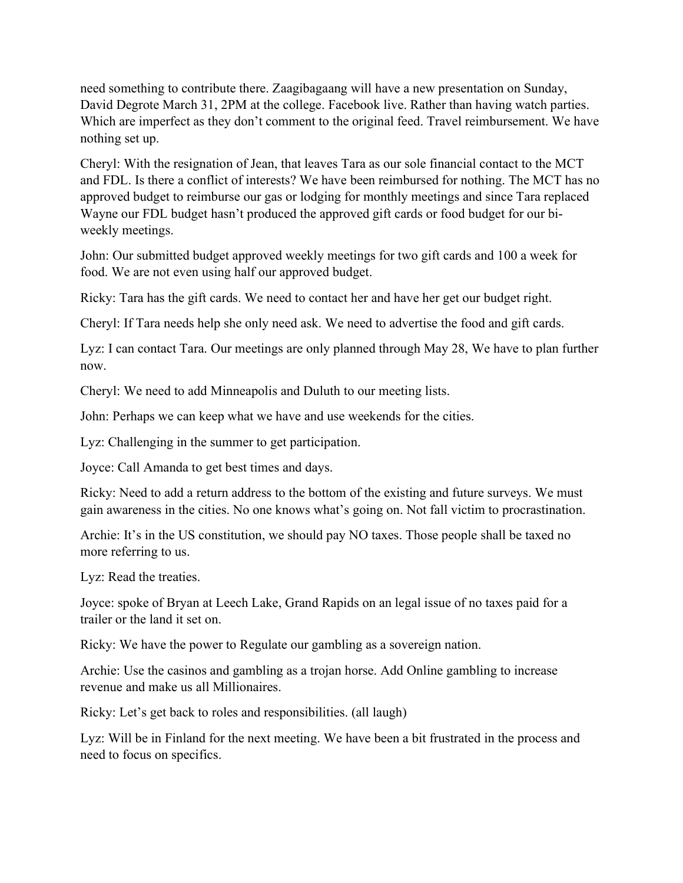need something to contribute there. Zaagibagaang will have a new presentation on Sunday, David Degrote March 31, 2PM at the college. Facebook live. Rather than having watch parties. Which are imperfect as they don't comment to the original feed. Travel reimbursement. We have nothing set up.

Cheryl: With the resignation of Jean, that leaves Tara as our sole financial contact to the MCT and FDL. Is there a conflict of interests? We have been reimbursed for nothing. The MCT has no approved budget to reimburse our gas or lodging for monthly meetings and since Tara replaced Wayne our FDL budget hasn't produced the approved gift cards or food budget for our bi-weekly meetings.

John: Our submitted budget approved weekly meetings for two gift cards and 100 a week for food. We are not even using half our approved budget.

Ricky: Tara has the gift cards. We need to contact her and have her get our budget right.

Cheryl: If Tara needs help she only need ask. We need to advertise the food and gift cards.

Lyz: I can contact Tara. Our meetings are only planned through May 28, We have to plan further now.

Cheryl: We need to add Minneapolis and Duluth to our meeting lists.

John: Perhaps we can keep what we have and use weekends for the cities.

Lyz: Challenging in the summer to get participation.

Joyce: Call Amanda to get best times and days.

Ricky: Need to add a return address to the bottom of the existing and future surveys. We must gain awareness in the cities. No one knows what's going on. Not fall victim to procrastination.

Archie: It's in the US constitution, we should pay NO taxes. Those people shall be taxed no more referring to us.

Lyz: Read the treaties.

Joyce: spoke of Bryan at Leech Lake, Grand Rapids on an legal issue of no taxes paid for a trailer or the land it set on.

Ricky: We have the power to Regulate our gambling as a sovereign nation.

Archie: Use the casinos and gambling as a trojan horse. Add Online gambling to increase revenue and make us all Millionaires.

Ricky: Let's get back to roles and responsibilities. (all laugh)

Lyz: Will be in Finland for the next meeting. We have been a bit frustrated in the process and need to focus on specifics.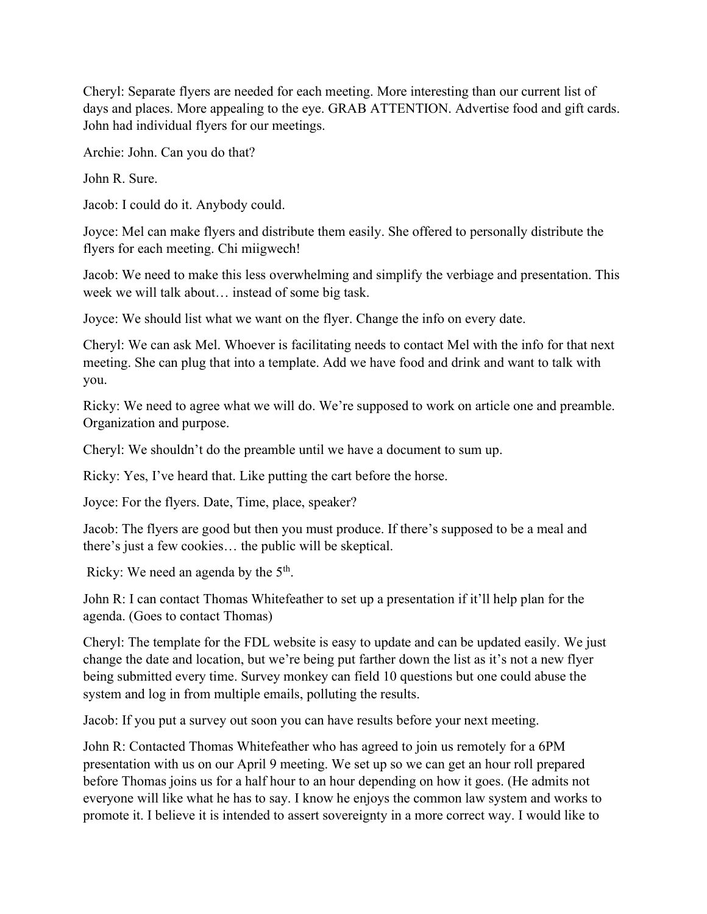Cheryl: Separate flyers are needed for each meeting. More interesting than our current list of days and places. More appealing to the eye. GRAB ATTENTION. Advertise food and gift cards. John had individual flyers for our meetings.

Archie: John. Can you do that?

John R. Sure.

Jacob: I could do it. Anybody could.

Joyce: Mel can make flyers and distribute them easily. She offered to personally distribute the flyers for each meeting. Chi miigwech!

Jacob: We need to make this less overwhelming and simplify the verbiage and presentation. This week we will talk about… instead of some big task.

Joyce: We should list what we want on the flyer. Change the info on every date.

Cheryl: We can ask Mel. Whoever is facilitating needs to contact Mel with the info for that next meeting. She can plug that into a template. Add we have food and drink and want to talk with you.

Ricky: We need to agree what we will do. We're supposed to work on article one and preamble. Organization and purpose.

Cheryl: We shouldn't do the preamble until we have a document to sum up.

Ricky: Yes, I've heard that. Like putting the cart before the horse.

Joyce: For the flyers. Date, Time, place, speaker?

Jacob: The flyers are good but then you must produce. If there's supposed to be a meal and there's just a few cookies… the public will be skeptical.

Ricky: We need an agenda by the 5th.

John R: I can contact Thomas Whitefeather to set up a presentation if it'll help plan for the agenda. (Goes to contact Thomas)

Cheryl: The template for the FDL website is easy to update and can be updated easily. We just change the date and location, but we're being put farther down the list as it's not a new flyer being submitted every time. Survey monkey can field 10 questions but one could abuse the system and log in from multiple emails, polluting the results.

Jacob: If you put a survey out soon you can have results before your next meeting.

John R: Contacted Thomas Whitefeather who has agreed to join us remotely for a 6PM presentation with us on our April 9 meeting. We set up so we can get an hour roll prepared before Thomas joins us for a half hour to an hour depending on how it goes. (He admits not everyone will like what he has to say. I know he enjoys the common law system and works to promote it. I believe it is intended to assert sovereignty in a more correct way. I would like to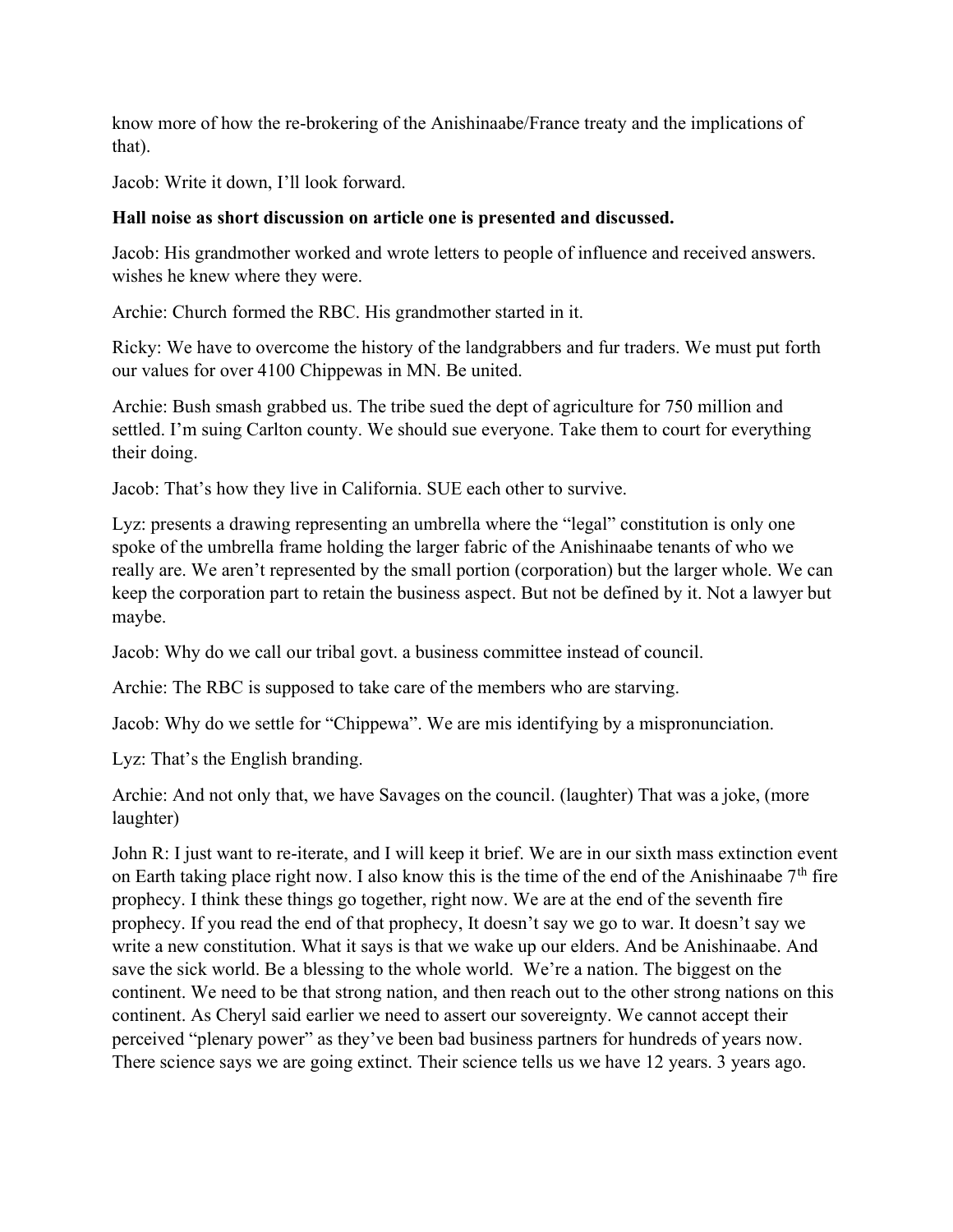know more of how the re-brokering of the Anishinaabe/France treaty and the implications of that).

Jacob: Write it down, I'll look forward.

**Hall noise as short discussion on article one is presented and discussed.**

Jacob: His grandmother worked and wrote letters to people of influence and received answers. wishes he knew where they were.

Archie: Church formed the RBC. His grandmother started in it.

Ricky: We have to overcome the history of the landgrabbers and fur traders. We must put forth our values for over 4100 Chippewas in MN. Be united.

Archie: Bush smash grabbed us. The tribe sued the dept of agriculture for 750 million and settled. I'm suing Carlton county. We should sue everyone. Take them to court for everything their doing.

Jacob: That's how they live in California. SUE each other to survive.

Lyz: presents a drawing representing an umbrella where the "legal" constitution is only one spoke of the umbrella frame holding the larger fabric of the Anishinaabe tenants of who we really are. We aren't represented by the small portion (corporation) but the larger whole. We can keep the corporation part to retain the business aspect. But not be defined by it. Not a lawyer but maybe.

Jacob: Why do we call our tribal govt. a business committee instead of council.

Archie: The RBC is supposed to take care of the members who are starving.

Jacob: Why do we settle for "Chippewa". We are mis identifying by a mispronunciation.

Lyz: That's the English branding.

Archie: And not only that, we have Savages on the council. (laughter) That was a joke, (more laughter)

John R: I just want to re-iterate, and I will keep it brief. We are in our sixth mass extinction event on Earth taking place right now. I also know this is the time of the end of the Anishinaabe 7th fire prophecy. I think these things go together, right now. We are at the end of the seventh fire prophecy. If you read the end of that prophecy, It doesn't say we go to war. It doesn't say we write a new constitution. What it says is that we wake up our elders. And be Anishinaabe. And save the sick world. Be a blessing to the whole world. We're a nation. The biggest on the continent. We need to be that strong nation, and then reach out to the other strong nations on this continent. As Cheryl said earlier we need to assert our sovereignty. We cannot accept their perceived "plenary power" as they've been bad business partners for hundreds of years now. There science says we are going extinct. Their science tells us we have 12 years. 3 years ago.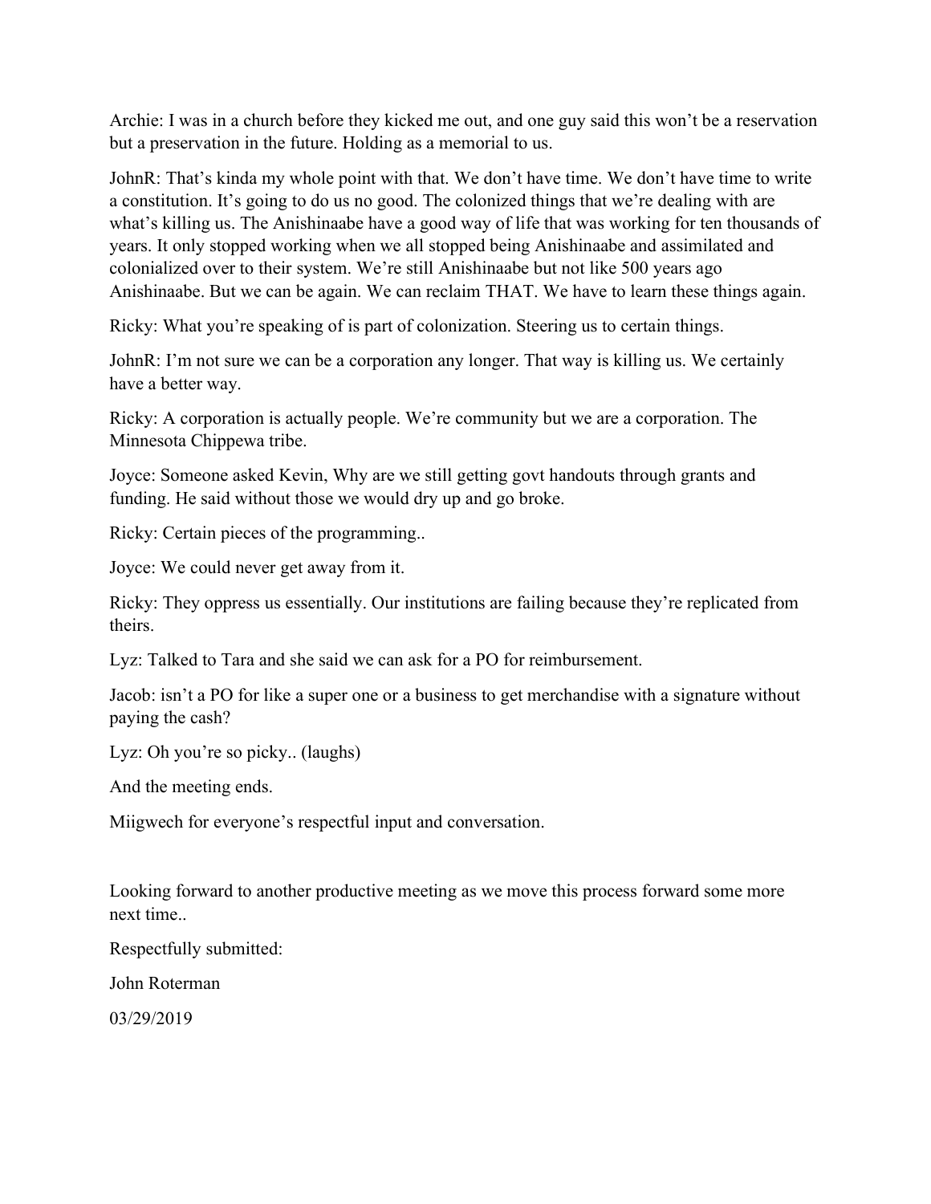Archie: I was in a church before they kicked me out, and one guy said this won't be a reservation but a preservation in the future. Holding as a memorial to us.

JohnR: That's kinda my whole point with that. We don't have time. We don't have time to write a constitution. It's going to do us no good. The colonized things that we're dealing with are what's killing us. The Anishinaabe have a good way of life that was working for ten thousands of years. It only stopped working when we all stopped being Anishinaabe and assimilated and colonialized over to their system. We're still Anishinaabe but not like 500 years ago Anishinaabe. But we can be again. We can reclaim THAT. We have to learn these things again.

Ricky: What you're speaking of is part of colonization. Steering us to certain things.

JohnR: I'm not sure we can be a corporation any longer. That way is killing us. We certainly have a better way.

Ricky: A corporation is actually people. We're community but we are a corporation. The Minnesota Chippewa tribe.

Joyce: Someone asked Kevin, Why are we still getting govt handouts through grants and funding. He said without those we would dry up and go broke.

Ricky: Certain pieces of the programming..

Joyce: We could never get away from it.

Ricky: They oppress us essentially. Our institutions are failing because they're replicated from theirs.

Lyz: Talked to Tara and she said we can ask for a PO for reimbursement.

Jacob: isn't a PO for like a super one or a business to get merchandise with a signature without paying the cash?

Lyz: Oh you're so picky.. (laughs)

And the meeting ends.

Miigwech for everyone's respectful input and conversation.

Looking forward to another productive meeting as we move this process forward some more next time..

Respectfully submitted:

John Roterman

03/29/2019